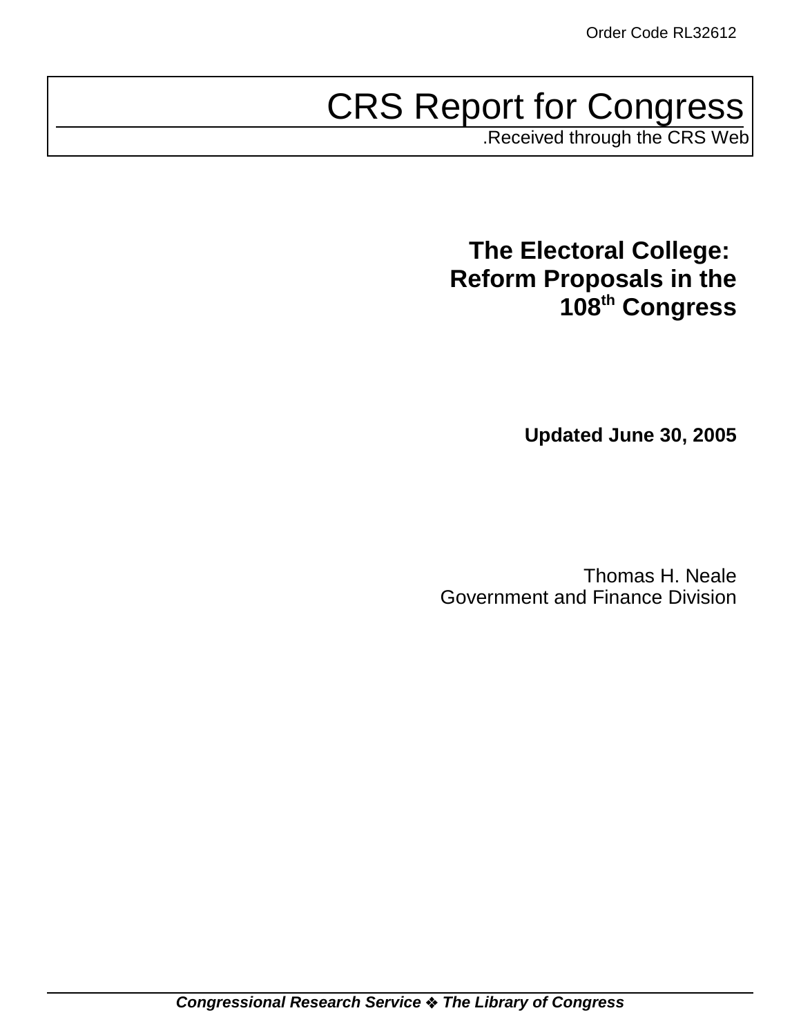Order Code RL32612

# CRS Report for Congress

.Received through the CRS Web

## The Electoral College: Reform Proposals in the 108th Congress

**Updated June 30, 2005**

Thomas H. Neale
Government and Finance Division

***Congressional Research Service ❖ The Library of Congress***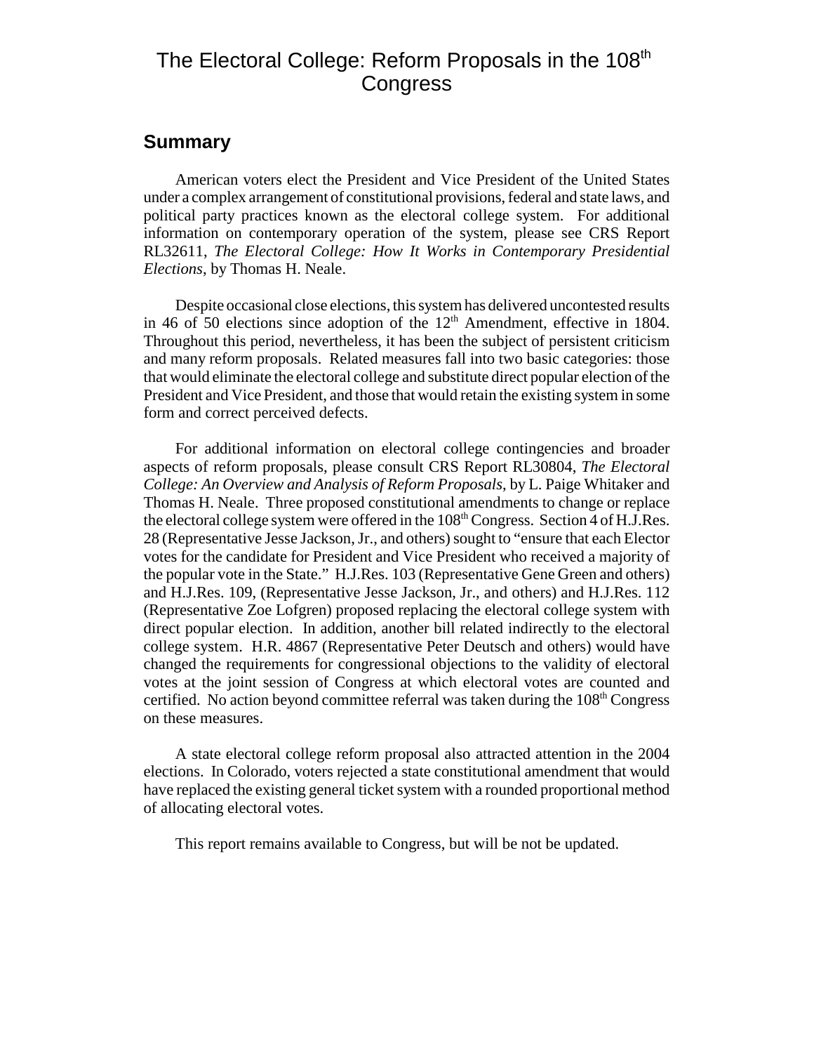# The Electoral College: Reform Proposals in the 108th Congress

## Summary

American voters elect the President and Vice President of the United States under a complex arrangement of constitutional provisions, federal and state laws, and political party practices known as the electoral college system. For additional information on contemporary operation of the system, please see CRS Report RL32611, *The Electoral College: How It Works in Contemporary Presidential Elections*, by Thomas H. Neale.

Despite occasional close elections, this system has delivered uncontested results in 46 of 50 elections since adoption of the 12th Amendment, effective in 1804. Throughout this period, nevertheless, it has been the subject of persistent criticism and many reform proposals. Related measures fall into two basic categories: those that would eliminate the electoral college and substitute direct popular election of the President and Vice President, and those that would retain the existing system in some form and correct perceived defects.

For additional information on electoral college contingencies and broader aspects of reform proposals, please consult CRS Report RL30804, *The Electoral College: An Overview and Analysis of Reform Proposals*, by L. Paige Whitaker and Thomas H. Neale. Three proposed constitutional amendments to change or replace the electoral college system were offered in the 108th Congress. Section 4 of H.J.Res. 28 (Representative Jesse Jackson, Jr., and others) sought to "ensure that each Elector votes for the candidate for President and Vice President who received a majority of the popular vote in the State." H.J.Res. 103 (Representative Gene Green and others) and H.J.Res. 109, (Representative Jesse Jackson, Jr., and others) and H.J.Res. 112 (Representative Zoe Lofgren) proposed replacing the electoral college system with direct popular election. In addition, another bill related indirectly to the electoral college system. H.R. 4867 (Representative Peter Deutsch and others) would have changed the requirements for congressional objections to the validity of electoral votes at the joint session of Congress at which electoral votes are counted and certified. No action beyond committee referral was taken during the 108th Congress on these measures.

A state electoral college reform proposal also attracted attention in the 2004 elections. In Colorado, voters rejected a state constitutional amendment that would have replaced the existing general ticket system with a rounded proportional method of allocating electoral votes.

This report remains available to Congress, but will be not be updated.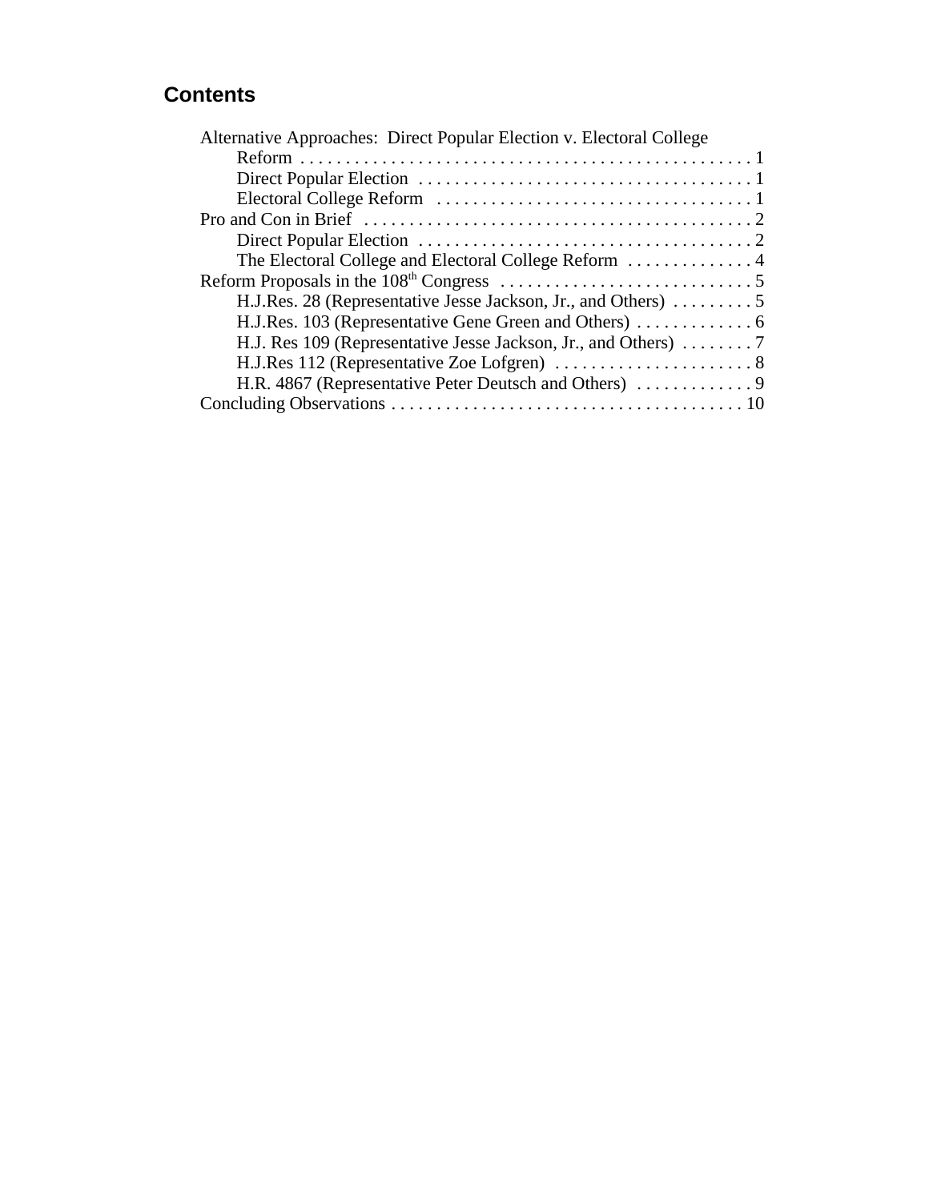## Contents

- Alternative Approaches: Direct Popular Election v. Electoral College Reform . . . . . 1
  - Direct Popular Election . . . . . 1
  - Electoral College Reform . . . . . 1
- Pro and Con in Brief . . . . . 2
  - Direct Popular Election . . . . . 2
  - The Electoral College and Electoral College Reform . . . . . 4
- Reform Proposals in the 108th Congress . . . . . 5
  - H.J.Res. 28 (Representative Jesse Jackson, Jr., and Others) . . . . . 5
  - H.J.Res. 103 (Representative Gene Green and Others) . . . . . 6
  - H.J. Res 109 (Representative Jesse Jackson, Jr., and Others) . . . . . 7
  - H.J.Res 112 (Representative Zoe Lofgren) . . . . . 8
  - H.R. 4867 (Representative Peter Deutsch and Others) . . . . . 9
- Concluding Observations . . . . . 10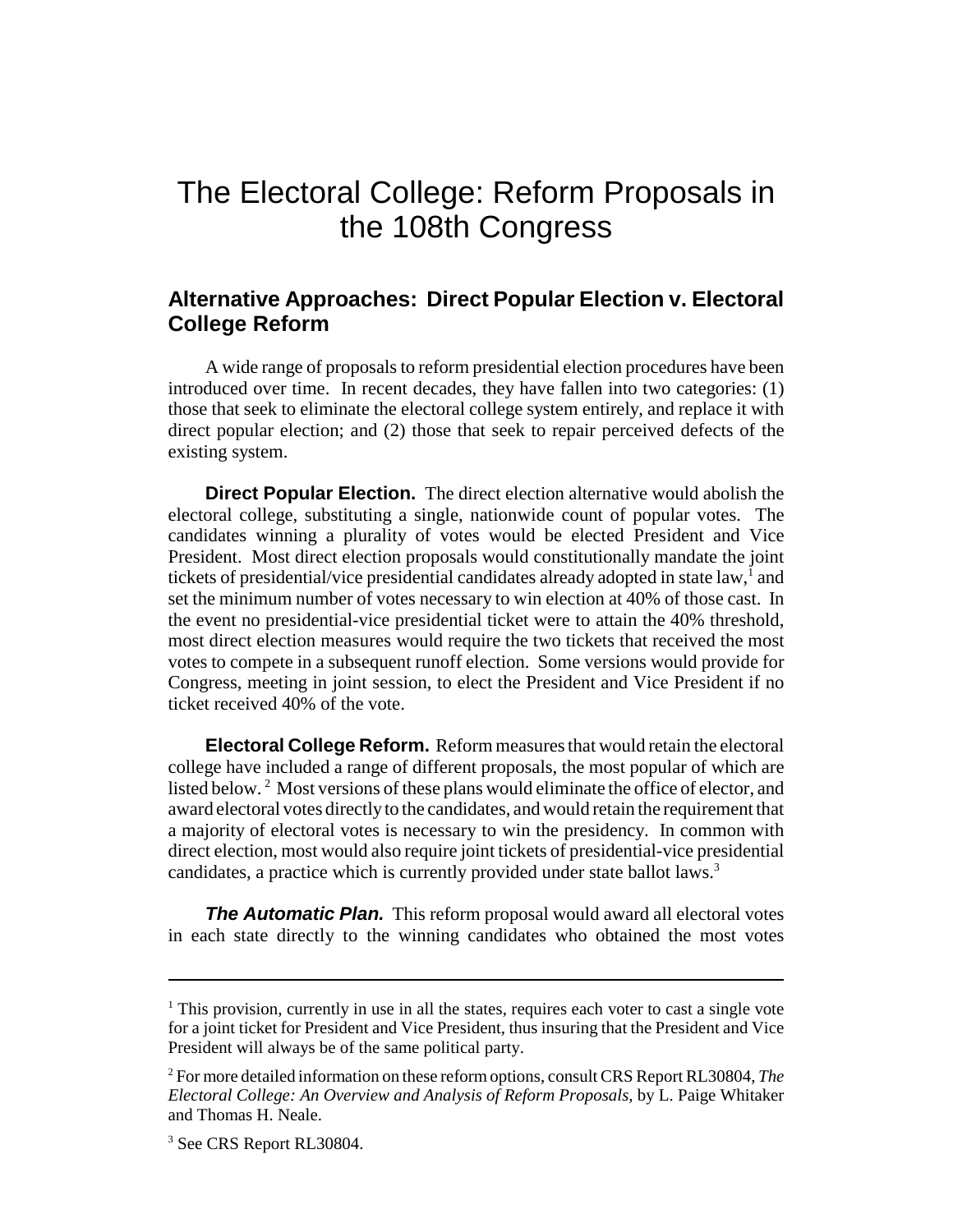# The Electoral College: Reform Proposals in the 108th Congress

## Alternative Approaches: Direct Popular Election v. Electoral College Reform

A wide range of proposals to reform presidential election procedures have been introduced over time. In recent decades, they have fallen into two categories: (1) those that seek to eliminate the electoral college system entirely, and replace it with direct popular election; and (2) those that seek to repair perceived defects of the existing system.

**Direct Popular Election.** The direct election alternative would abolish the electoral college, substituting a single, nationwide count of popular votes. The candidates winning a plurality of votes would be elected President and Vice President. Most direct election proposals would constitutionally mandate the joint tickets of presidential/vice presidential candidates already adopted in state law,[1] and set the minimum number of votes necessary to win election at 40% of those cast. In the event no presidential-vice presidential ticket were to attain the 40% threshold, most direct election measures would require the two tickets that received the most votes to compete in a subsequent runoff election. Some versions would provide for Congress, meeting in joint session, to elect the President and Vice President if no ticket received 40% of the vote.

**Electoral College Reform.** Reform measures that would retain the electoral college have included a range of different proposals, the most popular of which are listed below.[2] Most versions of these plans would eliminate the office of elector, and award electoral votes directly to the candidates, and would retain the requirement that a majority of electoral votes is necessary to win the presidency. In common with direct election, most would also require joint tickets of presidential-vice presidential candidates, a practice which is currently provided under state ballot laws.[3]

***The Automatic Plan.*** This reform proposal would award all electoral votes in each state directly to the winning candidates who obtained the most votes

---

[1] This provision, currently in use in all the states, requires each voter to cast a single vote for a joint ticket for President and Vice President, thus insuring that the President and Vice President will always be of the same political party.

[2] For more detailed information on these reform options, consult CRS Report RL30804, *The Electoral College: An Overview and Analysis of Reform Proposals*, by L. Paige Whitaker and Thomas H. Neale.

[3] See CRS Report RL30804.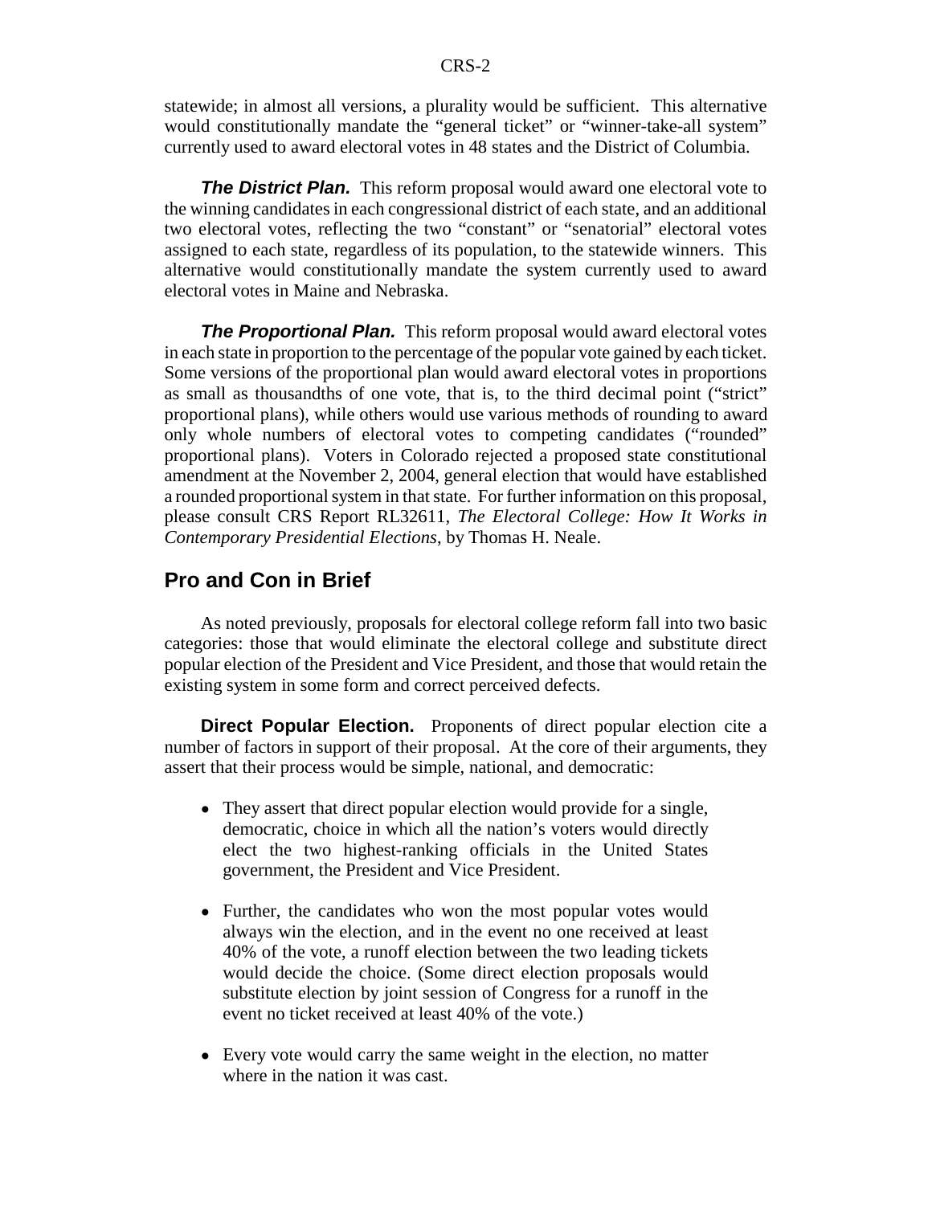statewide; in almost all versions, a plurality would be sufficient. This alternative would constitutionally mandate the "general ticket" or "winner-take-all system" currently used to award electoral votes in 48 states and the District of Columbia.

***The District Plan.*** This reform proposal would award one electoral vote to the winning candidates in each congressional district of each state, and an additional two electoral votes, reflecting the two "constant" or "senatorial" electoral votes assigned to each state, regardless of its population, to the statewide winners. This alternative would constitutionally mandate the system currently used to award electoral votes in Maine and Nebraska.

***The Proportional Plan.*** This reform proposal would award electoral votes in each state in proportion to the percentage of the popular vote gained by each ticket. Some versions of the proportional plan would award electoral votes in proportions as small as thousandths of one vote, that is, to the third decimal point ("strict" proportional plans), while others would use various methods of rounding to award only whole numbers of electoral votes to competing candidates ("rounded" proportional plans). Voters in Colorado rejected a proposed state constitutional amendment at the November 2, 2004, general election that would have established a rounded proportional system in that state. For further information on this proposal, please consult CRS Report RL32611, *The Electoral College: How It Works in Contemporary Presidential Elections*, by Thomas H. Neale.

## Pro and Con in Brief

As noted previously, proposals for electoral college reform fall into two basic categories: those that would eliminate the electoral college and substitute direct popular election of the President and Vice President, and those that would retain the existing system in some form and correct perceived defects.

**Direct Popular Election.** Proponents of direct popular election cite a number of factors in support of their proposal. At the core of their arguments, they assert that their process would be simple, national, and democratic:

- They assert that direct popular election would provide for a single, democratic, choice in which all the nation's voters would directly elect the two highest-ranking officials in the United States government, the President and Vice President.
- Further, the candidates who won the most popular votes would always win the election, and in the event no one received at least 40% of the vote, a runoff election between the two leading tickets would decide the choice. (Some direct election proposals would substitute election by joint session of Congress for a runoff in the event no ticket received at least 40% of the vote.)
- Every vote would carry the same weight in the election, no matter where in the nation it was cast.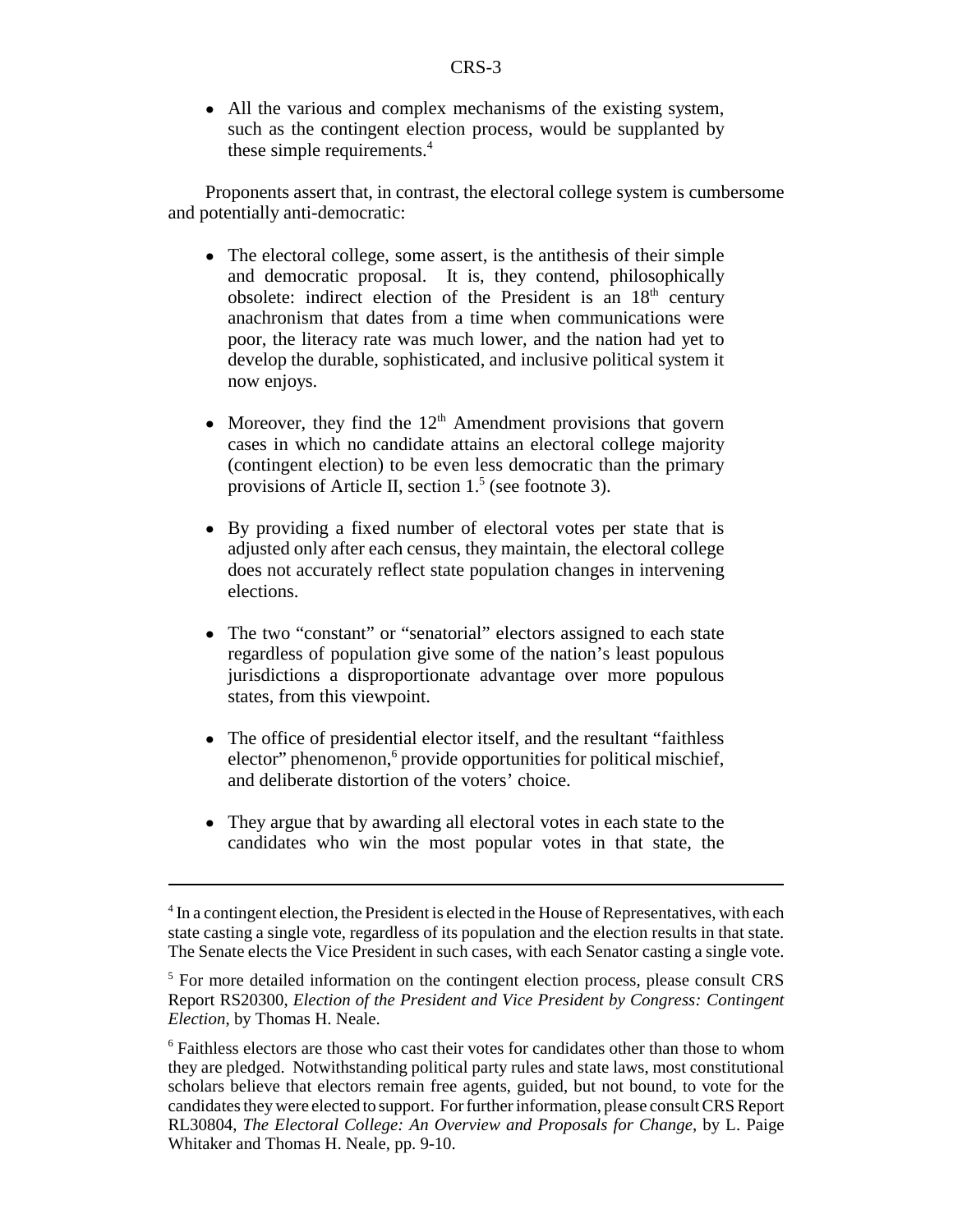- All the various and complex mechanisms of the existing system, such as the contingent election process, would be supplanted by these simple requirements.[4]

Proponents assert that, in contrast, the electoral college system is cumbersome and potentially anti-democratic:

- The electoral college, some assert, is the antithesis of their simple and democratic proposal. It is, they contend, philosophically obsolete: indirect election of the President is an 18th century anachronism that dates from a time when communications were poor, the literacy rate was much lower, and the nation had yet to develop the durable, sophisticated, and inclusive political system it now enjoys.

- Moreover, they find the 12th Amendment provisions that govern cases in which no candidate attains an electoral college majority (contingent election) to be even less democratic than the primary provisions of Article II, section 1.[5] (see footnote 3).

- By providing a fixed number of electoral votes per state that is adjusted only after each census, they maintain, the electoral college does not accurately reflect state population changes in intervening elections.

- The two "constant" or "senatorial" electors assigned to each state regardless of population give some of the nation's least populous jurisdictions a disproportionate advantage over more populous states, from this viewpoint.

- The office of presidential elector itself, and the resultant "faithless elector" phenomenon,[6] provide opportunities for political mischief, and deliberate distortion of the voters' choice.

- They argue that by awarding all electoral votes in each state to the candidates who win the most popular votes in that state, the

---

[4] In a contingent election, the President is elected in the House of Representatives, with each state casting a single vote, regardless of its population and the election results in that state. The Senate elects the Vice President in such cases, with each Senator casting a single vote.

[5] For more detailed information on the contingent election process, please consult CRS Report RS20300, *Election of the President and Vice President by Congress: Contingent Election*, by Thomas H. Neale.

[6] Faithless electors are those who cast their votes for candidates other than those to whom they are pledged. Notwithstanding political party rules and state laws, most constitutional scholars believe that electors remain free agents, guided, but not bound, to vote for the candidates they were elected to support. For further information, please consult CRS Report RL30804, *The Electoral College: An Overview and Proposals for Change*, by L. Paige Whitaker and Thomas H. Neale, pp. 9-10.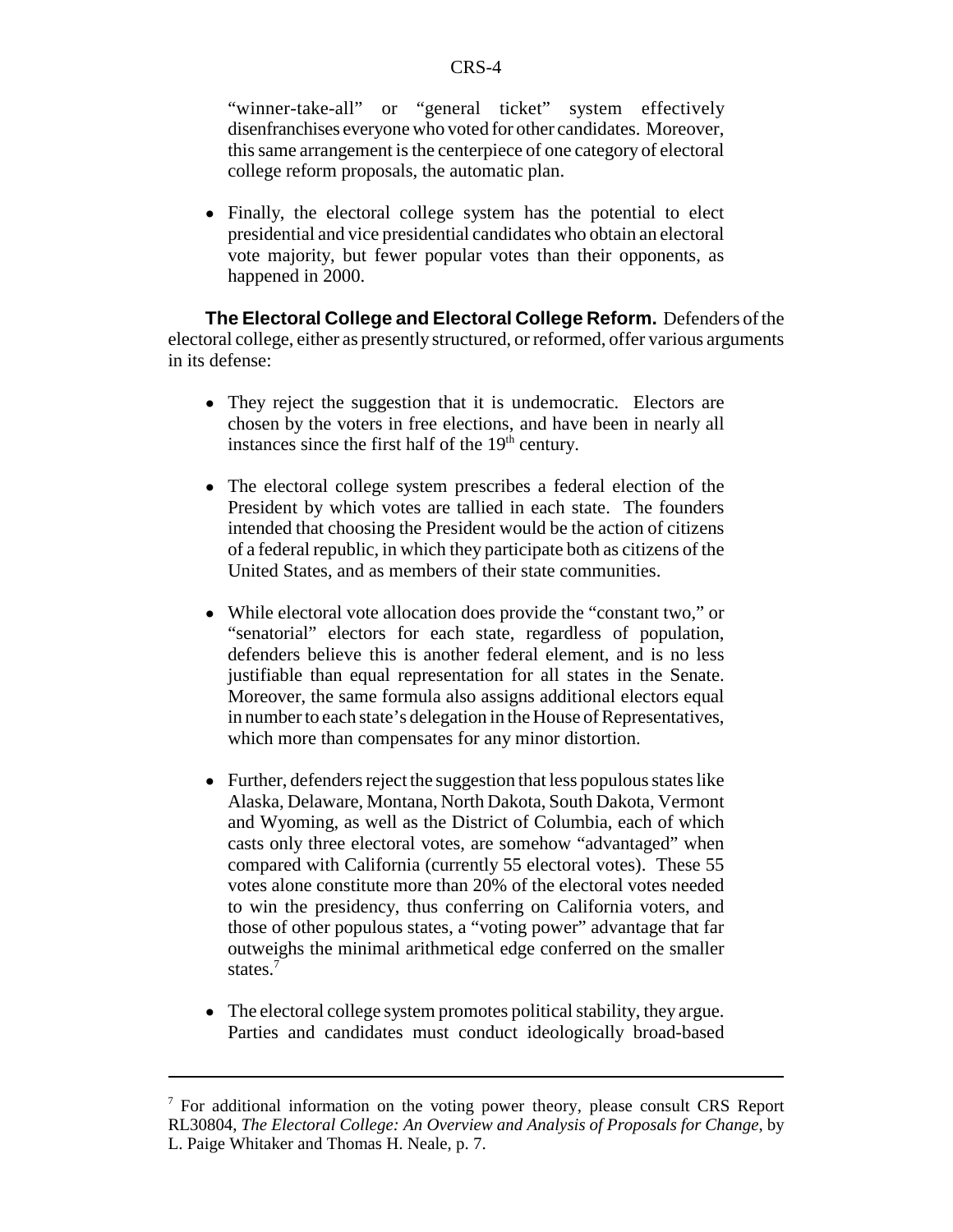"winner-take-all" or "general ticket" system effectively disenfranchises everyone who voted for other candidates. Moreover, this same arrangement is the centerpiece of one category of electoral college reform proposals, the automatic plan.

- Finally, the electoral college system has the potential to elect presidential and vice presidential candidates who obtain an electoral vote majority, but fewer popular votes than their opponents, as happened in 2000.

**The Electoral College and Electoral College Reform.** Defenders of the electoral college, either as presently structured, or reformed, offer various arguments in its defense:

- They reject the suggestion that it is undemocratic. Electors are chosen by the voters in free elections, and have been in nearly all instances since the first half of the 19th century.

- The electoral college system prescribes a federal election of the President by which votes are tallied in each state. The founders intended that choosing the President would be the action of citizens of a federal republic, in which they participate both as citizens of the United States, and as members of their state communities.

- While electoral vote allocation does provide the "constant two," or "senatorial" electors for each state, regardless of population, defenders believe this is another federal element, and is no less justifiable than equal representation for all states in the Senate. Moreover, the same formula also assigns additional electors equal in number to each state's delegation in the House of Representatives, which more than compensates for any minor distortion.

- Further, defenders reject the suggestion that less populous states like Alaska, Delaware, Montana, North Dakota, South Dakota, Vermont and Wyoming, as well as the District of Columbia, each of which casts only three electoral votes, are somehow "advantaged" when compared with California (currently 55 electoral votes). These 55 votes alone constitute more than 20% of the electoral votes needed to win the presidency, thus conferring on California voters, and those of other populous states, a "voting power" advantage that far outweighs the minimal arithmetical edge conferred on the smaller states.[7]

- The electoral college system promotes political stability, they argue. Parties and candidates must conduct ideologically broad-based

---

[7] For additional information on the voting power theory, please consult CRS Report RL30804, *The Electoral College: An Overview and Analysis of Proposals for Change*, by L. Paige Whitaker and Thomas H. Neale, p. 7.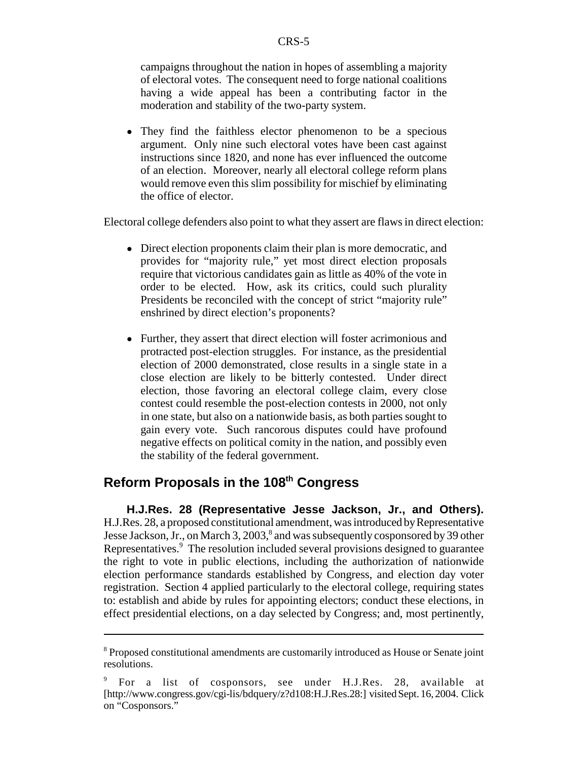campaigns throughout the nation in hopes of assembling a majority of electoral votes. The consequent need to forge national coalitions having a wide appeal has been a contributing factor in the moderation and stability of the two-party system.

- They find the faithless elector phenomenon to be a specious argument. Only nine such electoral votes have been cast against instructions since 1820, and none has ever influenced the outcome of an election. Moreover, nearly all electoral college reform plans would remove even this slim possibility for mischief by eliminating the office of elector.

Electoral college defenders also point to what they assert are flaws in direct election:

- Direct election proponents claim their plan is more democratic, and provides for "majority rule," yet most direct election proposals require that victorious candidates gain as little as 40% of the vote in order to be elected. How, ask its critics, could such plurality Presidents be reconciled with the concept of strict "majority rule" enshrined by direct election's proponents?

- Further, they assert that direct election will foster acrimonious and protracted post-election struggles. For instance, as the presidential election of 2000 demonstrated, close results in a single state in a close election are likely to be bitterly contested. Under direct election, those favoring an electoral college claim, every close contest could resemble the post-election contests in 2000, not only in one state, but also on a nationwide basis, as both parties sought to gain every vote. Such rancorous disputes could have profound negative effects on political comity in the nation, and possibly even the stability of the federal government.

## Reform Proposals in the 108th Congress

**H.J.Res. 28 (Representative Jesse Jackson, Jr., and Others).** H.J.Res. 28, a proposed constitutional amendment, was introduced by Representative Jesse Jackson, Jr., on March 3, 2003,[8] and was subsequently cosponsored by 39 other Representatives.[9] The resolution included several provisions designed to guarantee the right to vote in public elections, including the authorization of nationwide election performance standards established by Congress, and election day voter registration. Section 4 applied particularly to the electoral college, requiring states to: establish and abide by rules for appointing electors; conduct these elections, in effect presidential elections, on a day selected by Congress; and, most pertinently,

---

[8] Proposed constitutional amendments are customarily introduced as House or Senate joint resolutions.

[9] For a list of cosponsors, see under H.J.Res. 28, available at [http://www.congress.gov/cgi-lis/bdquery/z?d108:H.J.Res.28:] visited Sept. 16, 2004. Click on "Cosponsors."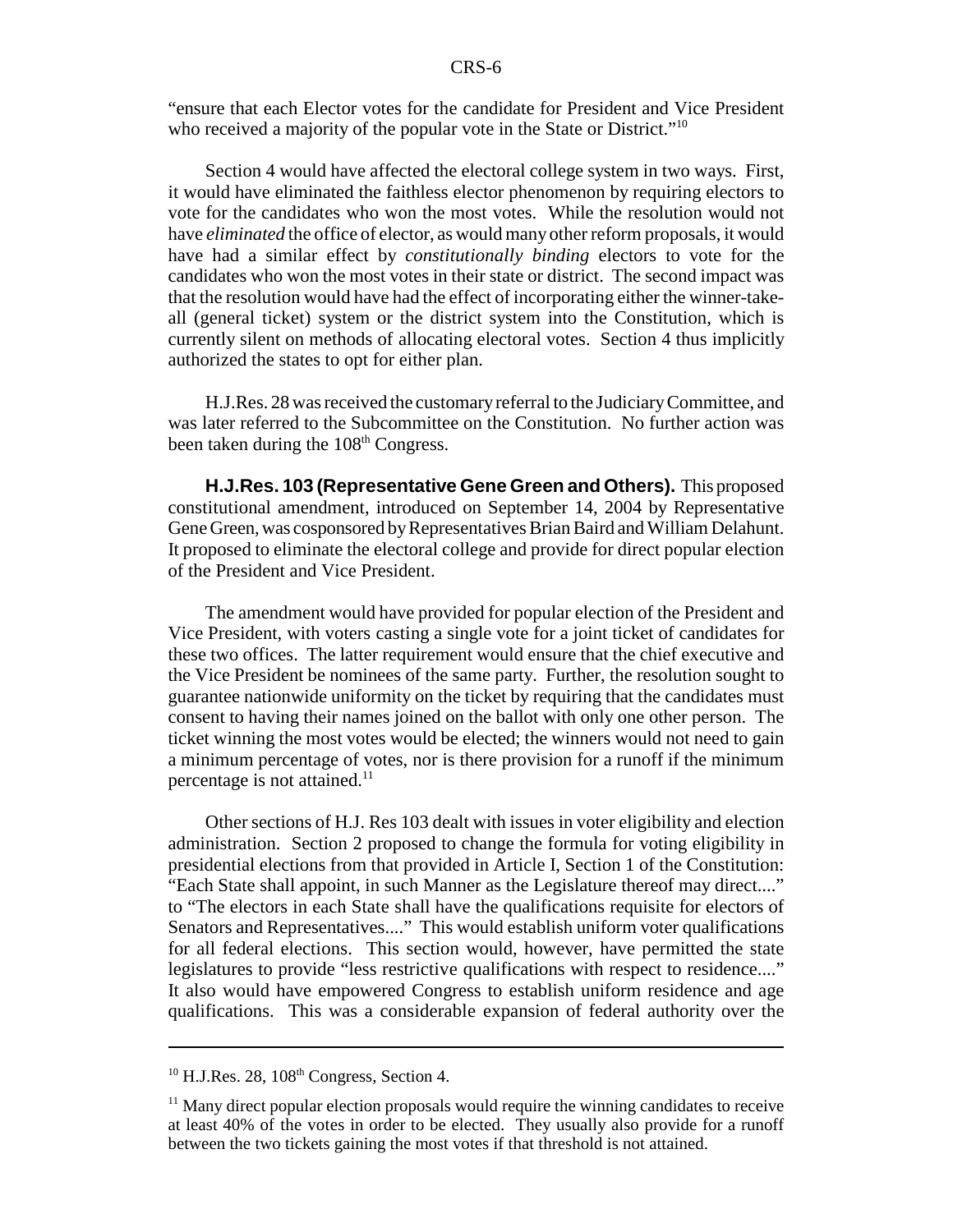"ensure that each Elector votes for the candidate for President and Vice President who received a majority of the popular vote in the State or District."[10]

Section 4 would have affected the electoral college system in two ways. First, it would have eliminated the faithless elector phenomenon by requiring electors to vote for the candidates who won the most votes. While the resolution would not have *eliminated* the office of elector, as would many other reform proposals, it would have had a similar effect by *constitutionally binding* electors to vote for the candidates who won the most votes in their state or district. The second impact was that the resolution would have had the effect of incorporating either the winner-take-all (general ticket) system or the district system into the Constitution, which is currently silent on methods of allocating electoral votes. Section 4 thus implicitly authorized the states to opt for either plan.

H.J.Res. 28 was received the customary referral to the Judiciary Committee, and was later referred to the Subcommittee on the Constitution. No further action was been taken during the 108th Congress.

**H.J.Res. 103 (Representative Gene Green and Others).** This proposed constitutional amendment, introduced on September 14, 2004 by Representative Gene Green, was cosponsored by Representatives Brian Baird and William Delahunt. It proposed to eliminate the electoral college and provide for direct popular election of the President and Vice President.

The amendment would have provided for popular election of the President and Vice President, with voters casting a single vote for a joint ticket of candidates for these two offices. The latter requirement would ensure that the chief executive and the Vice President be nominees of the same party. Further, the resolution sought to guarantee nationwide uniformity on the ticket by requiring that the candidates must consent to having their names joined on the ballot with only one other person. The ticket winning the most votes would be elected; the winners would not need to gain a minimum percentage of votes, nor is there provision for a runoff if the minimum percentage is not attained.[11]

Other sections of H.J. Res 103 dealt with issues in voter eligibility and election administration. Section 2 proposed to change the formula for voting eligibility in presidential elections from that provided in Article I, Section 1 of the Constitution: "Each State shall appoint, in such Manner as the Legislature thereof may direct...." to "The electors in each State shall have the qualifications requisite for electors of Senators and Representatives...." This would establish uniform voter qualifications for all federal elections. This section would, however, have permitted the state legislatures to provide "less restrictive qualifications with respect to residence...." It also would have empowered Congress to establish uniform residence and age qualifications. This was a considerable expansion of federal authority over the

---

[10] H.J.Res. 28, 108th Congress, Section 4.

[11] Many direct popular election proposals would require the winning candidates to receive at least 40% of the votes in order to be elected. They usually also provide for a runoff between the two tickets gaining the most votes if that threshold is not attained.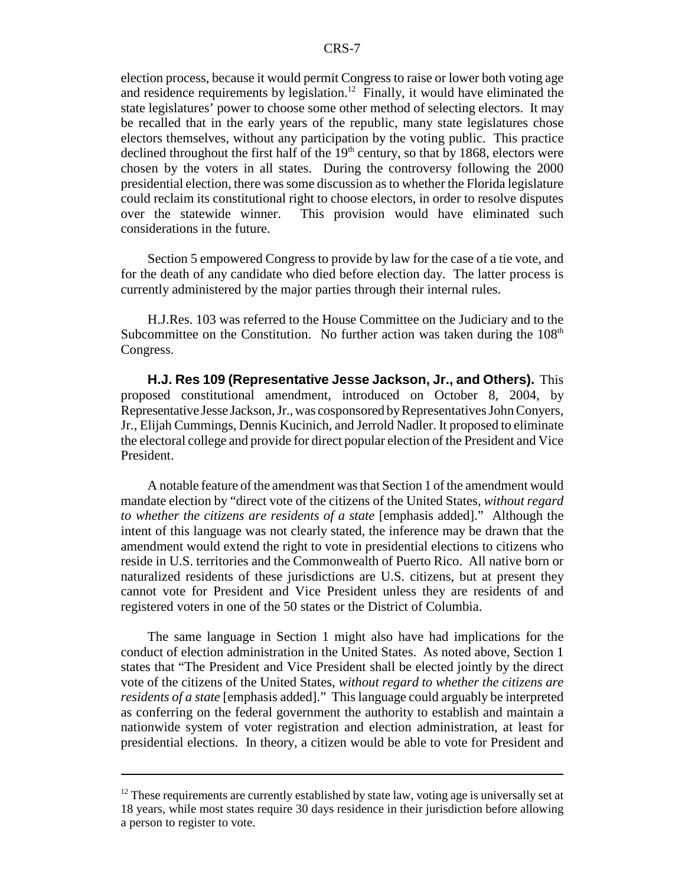election process, because it would permit Congress to raise or lower both voting age and residence requirements by legislation.[12] Finally, it would have eliminated the state legislatures' power to choose some other method of selecting electors. It may be recalled that in the early years of the republic, many state legislatures chose electors themselves, without any participation by the voting public. This practice declined throughout the first half of the 19th century, so that by 1868, electors were chosen by the voters in all states. During the controversy following the 2000 presidential election, there was some discussion as to whether the Florida legislature could reclaim its constitutional right to choose electors, in order to resolve disputes over the statewide winner. This provision would have eliminated such considerations in the future.

Section 5 empowered Congress to provide by law for the case of a tie vote, and for the death of any candidate who died before election day. The latter process is currently administered by the major parties through their internal rules.

H.J.Res. 103 was referred to the House Committee on the Judiciary and to the Subcommittee on the Constitution. No further action was taken during the 108th Congress.

**H.J. Res 109 (Representative Jesse Jackson, Jr., and Others).** This proposed constitutional amendment, introduced on October 8, 2004, by Representative Jesse Jackson, Jr., was cosponsored by Representatives John Conyers, Jr., Elijah Cummings, Dennis Kucinich, and Jerrold Nadler. It proposed to eliminate the electoral college and provide for direct popular election of the President and Vice President.

A notable feature of the amendment was that Section 1 of the amendment would mandate election by "direct vote of the citizens of the United States, *without regard to whether the citizens are residents of a state* [emphasis added]." Although the intent of this language was not clearly stated, the inference may be drawn that the amendment would extend the right to vote in presidential elections to citizens who reside in U.S. territories and the Commonwealth of Puerto Rico. All native born or naturalized residents of these jurisdictions are U.S. citizens, but at present they cannot vote for President and Vice President unless they are residents of and registered voters in one of the 50 states or the District of Columbia.

The same language in Section 1 might also have had implications for the conduct of election administration in the United States. As noted above, Section 1 states that "The President and Vice President shall be elected jointly by the direct vote of the citizens of the United States, *without regard to whether the citizens are residents of a state* [emphasis added]." This language could arguably be interpreted as conferring on the federal government the authority to establish and maintain a nationwide system of voter registration and election administration, at least for presidential elections. In theory, a citizen would be able to vote for President and

---

[12] These requirements are currently established by state law, voting age is universally set at 18 years, while most states require 30 days residence in their jurisdiction before allowing a person to register to vote.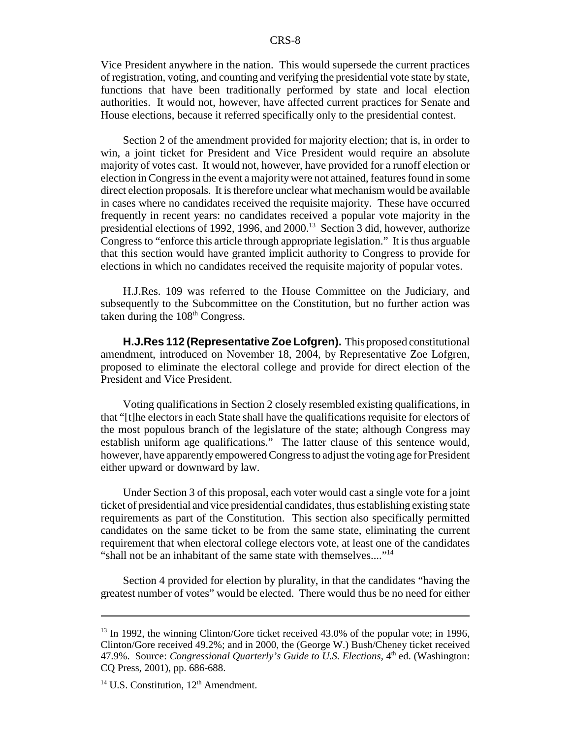Vice President anywhere in the nation. This would supersede the current practices of registration, voting, and counting and verifying the presidential vote state by state, functions that have been traditionally performed by state and local election authorities. It would not, however, have affected current practices for Senate and House elections, because it referred specifically only to the presidential contest.

Section 2 of the amendment provided for majority election; that is, in order to win, a joint ticket for President and Vice President would require an absolute majority of votes cast. It would not, however, have provided for a runoff election or election in Congress in the event a majority were not attained, features found in some direct election proposals. It is therefore unclear what mechanism would be available in cases where no candidates received the requisite majority. These have occurred frequently in recent years: no candidates received a popular vote majority in the presidential elections of 1992, 1996, and 2000.[13] Section 3 did, however, authorize Congress to "enforce this article through appropriate legislation." It is thus arguable that this section would have granted implicit authority to Congress to provide for elections in which no candidates received the requisite majority of popular votes.

H.J.Res. 109 was referred to the House Committee on the Judiciary, and subsequently to the Subcommittee on the Constitution, but no further action was taken during the 108th Congress.

**H.J.Res 112 (Representative Zoe Lofgren).** This proposed constitutional amendment, introduced on November 18, 2004, by Representative Zoe Lofgren, proposed to eliminate the electoral college and provide for direct election of the President and Vice President.

Voting qualifications in Section 2 closely resembled existing qualifications, in that "[t]he electors in each State shall have the qualifications requisite for electors of the most populous branch of the legislature of the state; although Congress may establish uniform age qualifications." The latter clause of this sentence would, however, have apparently empowered Congress to adjust the voting age for President either upward or downward by law.

Under Section 3 of this proposal, each voter would cast a single vote for a joint ticket of presidential and vice presidential candidates, thus establishing existing state requirements as part of the Constitution. This section also specifically permitted candidates on the same ticket to be from the same state, eliminating the current requirement that when electoral college electors vote, at least one of the candidates "shall not be an inhabitant of the same state with themselves...."[14]

Section 4 provided for election by plurality, in that the candidates "having the greatest number of votes" would be elected. There would thus be no need for either

---

[13] In 1992, the winning Clinton/Gore ticket received 43.0% of the popular vote; in 1996, Clinton/Gore received 49.2%; and in 2000, the (George W.) Bush/Cheney ticket received 47.9%. Source: *Congressional Quarterly's Guide to U.S. Elections*, 4th ed. (Washington: CQ Press, 2001), pp. 686-688.

[14] U.S. Constitution, 12th Amendment.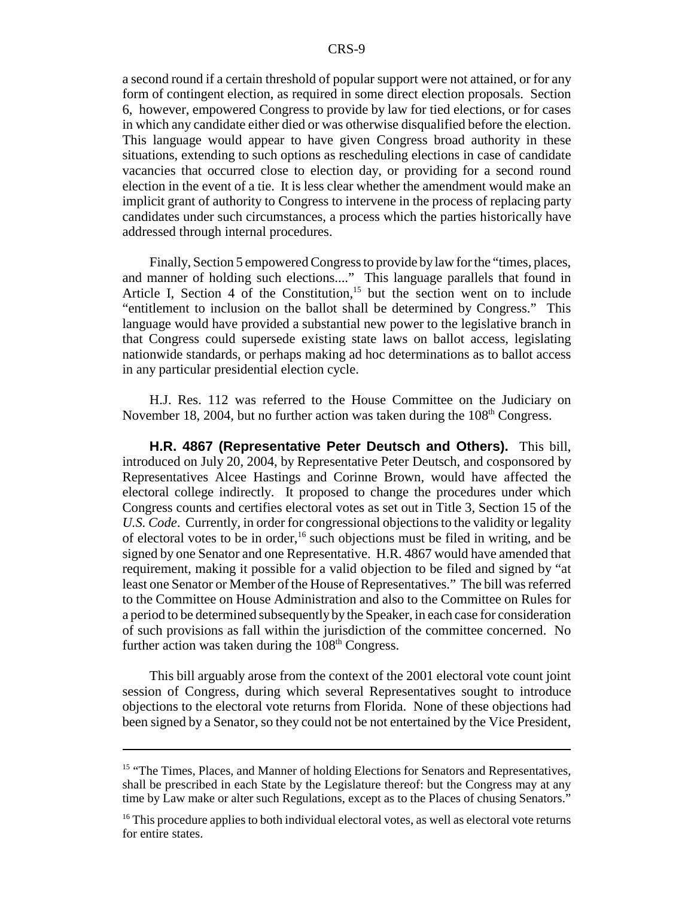a second round if a certain threshold of popular support were not attained, or for any form of contingent election, as required in some direct election proposals. Section 6, however, empowered Congress to provide by law for tied elections, or for cases in which any candidate either died or was otherwise disqualified before the election. This language would appear to have given Congress broad authority in these situations, extending to such options as rescheduling elections in case of candidate vacancies that occurred close to election day, or providing for a second round election in the event of a tie. It is less clear whether the amendment would make an implicit grant of authority to Congress to intervene in the process of replacing party candidates under such circumstances, a process which the parties historically have addressed through internal procedures.

Finally, Section 5 empowered Congress to provide by law for the "times, places, and manner of holding such elections...." This language parallels that found in Article I, Section 4 of the Constitution,[15] but the section went on to include "entitlement to inclusion on the ballot shall be determined by Congress." This language would have provided a substantial new power to the legislative branch in that Congress could supersede existing state laws on ballot access, legislating nationwide standards, or perhaps making ad hoc determinations as to ballot access in any particular presidential election cycle.

H.J. Res. 112 was referred to the House Committee on the Judiciary on November 18, 2004, but no further action was taken during the 108th Congress.

**H.R. 4867 (Representative Peter Deutsch and Others).** This bill, introduced on July 20, 2004, by Representative Peter Deutsch, and cosponsored by Representatives Alcee Hastings and Corinne Brown, would have affected the electoral college indirectly. It proposed to change the procedures under which Congress counts and certifies electoral votes as set out in Title 3, Section 15 of the *U.S. Code*. Currently, in order for congressional objections to the validity or legality of electoral votes to be in order,[16] such objections must be filed in writing, and be signed by one Senator and one Representative. H.R. 4867 would have amended that requirement, making it possible for a valid objection to be filed and signed by "at least one Senator or Member of the House of Representatives." The bill was referred to the Committee on House Administration and also to the Committee on Rules for a period to be determined subsequently by the Speaker, in each case for consideration of such provisions as fall within the jurisdiction of the committee concerned. No further action was taken during the 108th Congress.

This bill arguably arose from the context of the 2001 electoral vote count joint session of Congress, during which several Representatives sought to introduce objections to the electoral vote returns from Florida. None of these objections had been signed by a Senator, so they could not be not entertained by the Vice President,

---

[15] "The Times, Places, and Manner of holding Elections for Senators and Representatives, shall be prescribed in each State by the Legislature thereof: but the Congress may at any time by Law make or alter such Regulations, except as to the Places of chusing Senators."

[16] This procedure applies to both individual electoral votes, as well as electoral vote returns for entire states.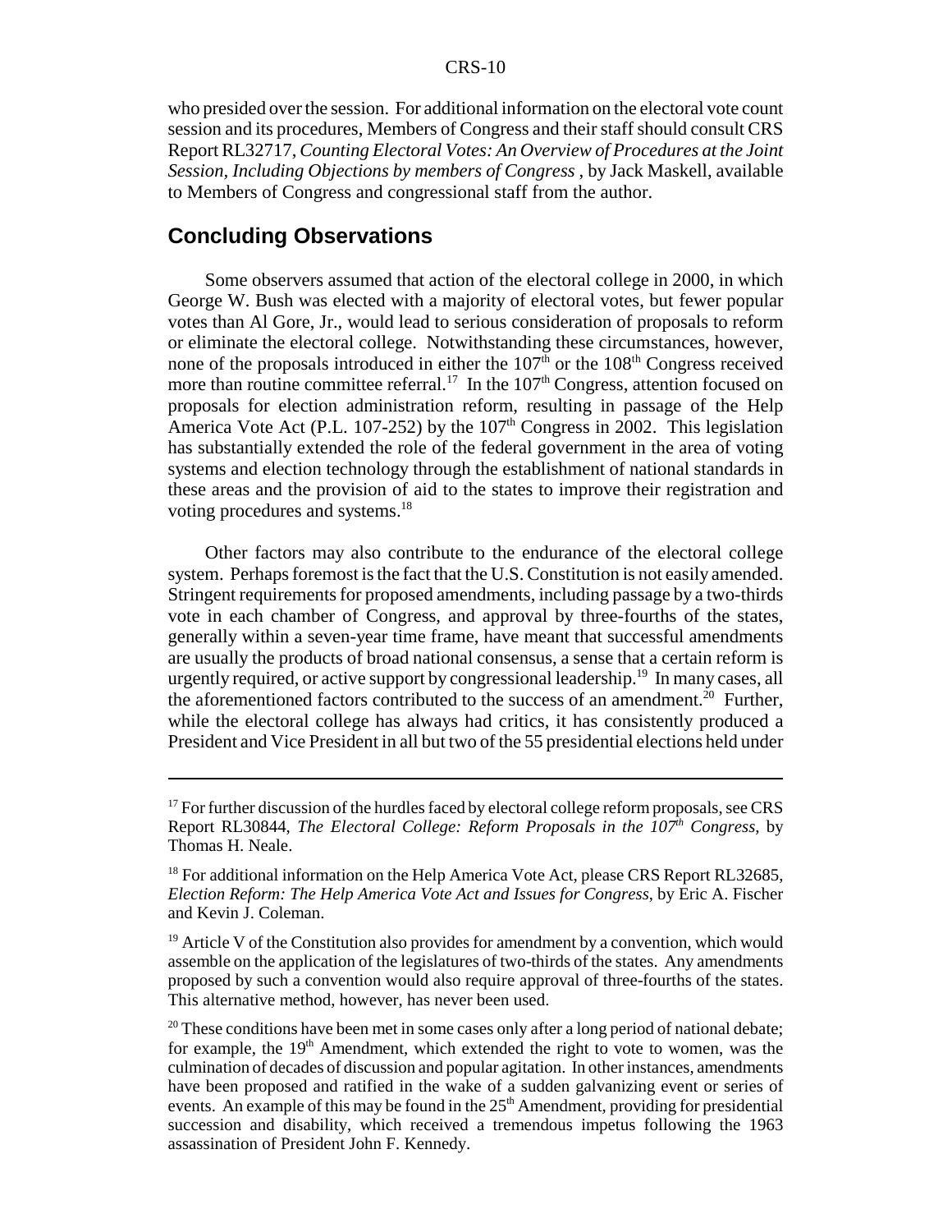who presided over the session. For additional information on the electoral vote count session and its procedures, Members of Congress and their staff should consult CRS Report RL32717, *Counting Electoral Votes: An Overview of Procedures at the Joint Session, Including Objections by members of Congress* , by Jack Maskell, available to Members of Congress and congressional staff from the author.

## Concluding Observations

Some observers assumed that action of the electoral college in 2000, in which George W. Bush was elected with a majority of electoral votes, but fewer popular votes than Al Gore, Jr., would lead to serious consideration of proposals to reform or eliminate the electoral college. Notwithstanding these circumstances, however, none of the proposals introduced in either the 107th or the 108th Congress received more than routine committee referral.[17] In the 107th Congress, attention focused on proposals for election administration reform, resulting in passage of the Help America Vote Act (P.L. 107-252) by the 107th Congress in 2002. This legislation has substantially extended the role of the federal government in the area of voting systems and election technology through the establishment of national standards in these areas and the provision of aid to the states to improve their registration and voting procedures and systems.[18]

Other factors may also contribute to the endurance of the electoral college system. Perhaps foremost is the fact that the U.S. Constitution is not easily amended. Stringent requirements for proposed amendments, including passage by a two-thirds vote in each chamber of Congress, and approval by three-fourths of the states, generally within a seven-year time frame, have meant that successful amendments are usually the products of broad national consensus, a sense that a certain reform is urgently required, or active support by congressional leadership.[19] In many cases, all the aforementioned factors contributed to the success of an amendment.[20] Further, while the electoral college has always had critics, it has consistently produced a President and Vice President in all but two of the 55 presidential elections held under

---

[17] For further discussion of the hurdles faced by electoral college reform proposals, see CRS Report RL30844, *The Electoral College: Reform Proposals in the 107th Congress*, by Thomas H. Neale.

[18] For additional information on the Help America Vote Act, please CRS Report RL32685, *Election Reform: The Help America Vote Act and Issues for Congress*, by Eric A. Fischer and Kevin J. Coleman.

[19] Article V of the Constitution also provides for amendment by a convention, which would assemble on the application of the legislatures of two-thirds of the states. Any amendments proposed by such a convention would also require approval of three-fourths of the states. This alternative method, however, has never been used.

[20] These conditions have been met in some cases only after a long period of national debate; for example, the 19th Amendment, which extended the right to vote to women, was the culmination of decades of discussion and popular agitation. In other instances, amendments have been proposed and ratified in the wake of a sudden galvanizing event or series of events. An example of this may be found in the 25th Amendment, providing for presidential succession and disability, which received a tremendous impetus following the 1963 assassination of President John F. Kennedy.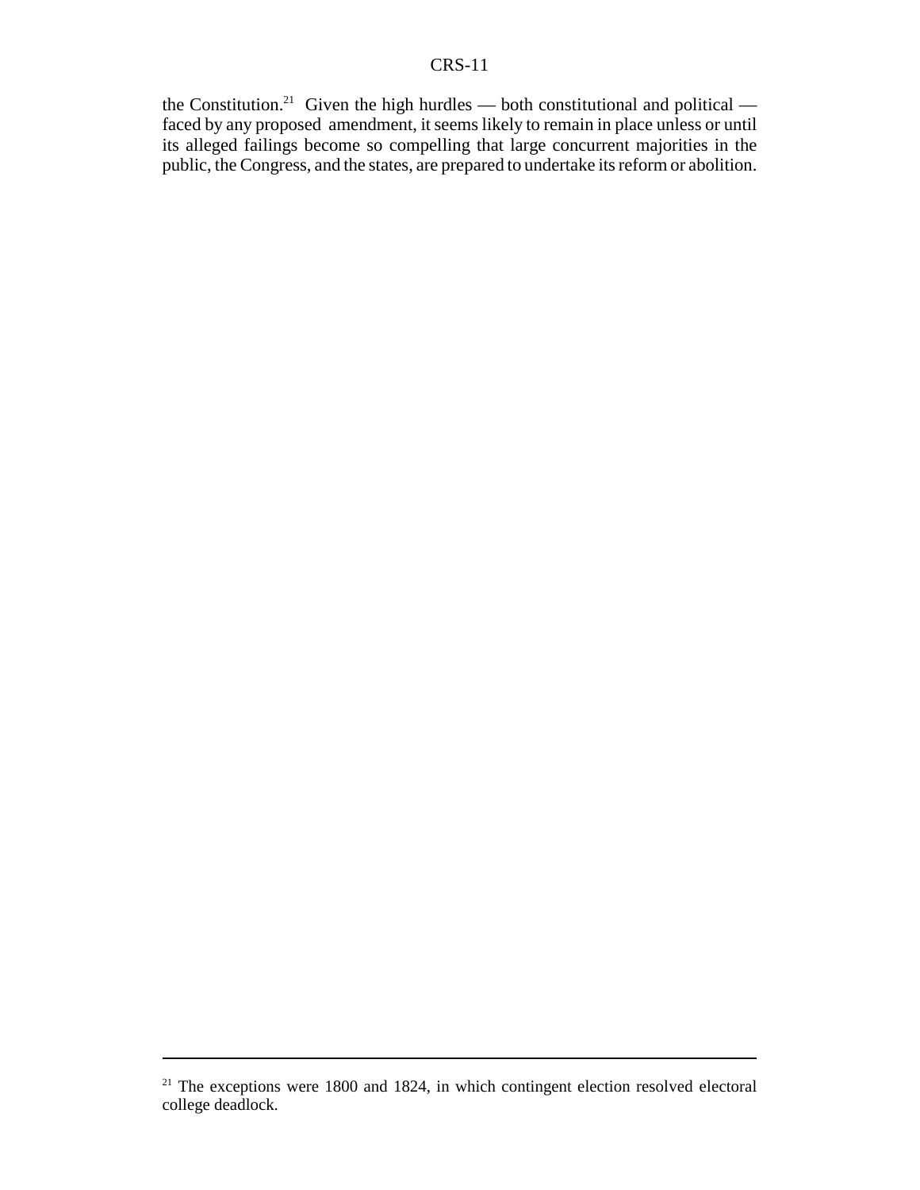the Constitution.[21] Given the high hurdles — both constitutional and political — faced by any proposed amendment, it seems likely to remain in place unless or until its alleged failings become so compelling that large concurrent majorities in the public, the Congress, and the states, are prepared to undertake its reform or abolition.

---

[21] The exceptions were 1800 and 1824, in which contingent election resolved electoral college deadlock.